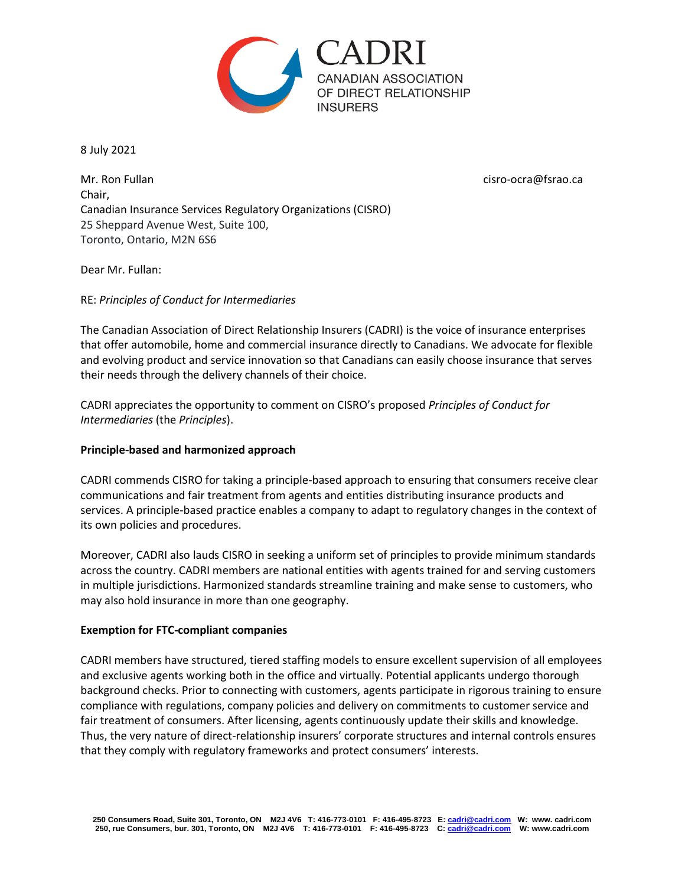CADRI
CANADIAN ASSOCIATION OF DIRECT RELATIONSHIP INSURERS

8 July 2021

Mr. Ron Fullan cisro-ocra@fsrao.ca
Chair,
Canadian Insurance Services Regulatory Organizations (CISRO)
25 Sheppard Avenue West, Suite 100,
Toronto, Ontario, M2N 6S6

Dear Mr. Fullan:

RE: *Principles of Conduct for Intermediaries*

The Canadian Association of Direct Relationship Insurers (CADRI) is the voice of insurance enterprises that offer automobile, home and commercial insurance directly to Canadians. We advocate for flexible and evolving product and service innovation so that Canadians can easily choose insurance that serves their needs through the delivery channels of their choice.

CADRI appreciates the opportunity to comment on CISRO's proposed *Principles of Conduct for Intermediaries* (the *Principles*).

**Principle-based and harmonized approach**

CADRI commends CISRO for taking a principle-based approach to ensuring that consumers receive clear communications and fair treatment from agents and entities distributing insurance products and services. A principle-based practice enables a company to adapt to regulatory changes in the context of its own policies and procedures.

Moreover, CADRI also lauds CISRO in seeking a uniform set of principles to provide minimum standards across the country. CADRI members are national entities with agents trained for and serving customers in multiple jurisdictions. Harmonized standards streamline training and make sense to customers, who may also hold insurance in more than one geography.

**Exemption for FTC-compliant companies**

CADRI members have structured, tiered staffing models to ensure excellent supervision of all employees and exclusive agents working both in the office and virtually. Potential applicants undergo thorough background checks. Prior to connecting with customers, agents participate in rigorous training to ensure compliance with regulations, company policies and delivery on commitments to customer service and fair treatment of consumers. After licensing, agents continuously update their skills and knowledge. Thus, the very nature of direct-relationship insurers' corporate structures and internal controls ensures that they comply with regulatory frameworks and protect consumers' interests.

250 Consumers Road, Suite 301, Toronto, ON M2J 4V6 T: 416-773-0101 F: 416-495-8723 E: cadri@cadri.com W: www. cadri.com
250, rue Consumers, bur. 301, Toronto, ON M2J 4V6 T: 416-773-0101 F: 416-495-8723 C: cadri@cadri.com W: www.cadri.com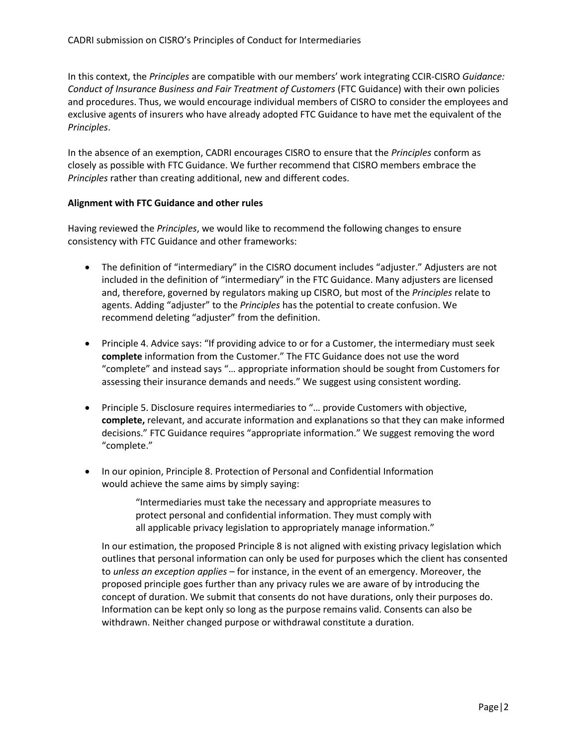In this context, the *Principles* are compatible with our members' work integrating CCIR-CISRO *Guidance: Conduct of Insurance Business and Fair Treatment of Customers* (FTC Guidance) with their own policies and procedures. Thus, we would encourage individual members of CISRO to consider the employees and exclusive agents of insurers who have already adopted FTC Guidance to have met the equivalent of the *Principles*.

In the absence of an exemption, CADRI encourages CISRO to ensure that the *Principles* conform as closely as possible with FTC Guidance. We further recommend that CISRO members embrace the *Principles* rather than creating additional, new and different codes.

**Alignment with FTC Guidance and other rules**

Having reviewed the *Principles*, we would like to recommend the following changes to ensure consistency with FTC Guidance and other frameworks:

- The definition of "intermediary" in the CISRO document includes "adjuster." Adjusters are not included in the definition of "intermediary" in the FTC Guidance. Many adjusters are licensed and, therefore, governed by regulators making up CISRO, but most of the *Principles* relate to agents. Adding "adjuster" to the *Principles* has the potential to create confusion. We recommend deleting "adjuster" from the definition.

- Principle 4. Advice says: "If providing advice to or for a Customer, the intermediary must seek **complete** information from the Customer." The FTC Guidance does not use the word "complete" and instead says "… appropriate information should be sought from Customers for assessing their insurance demands and needs." We suggest using consistent wording.

- Principle 5. Disclosure requires intermediaries to "… provide Customers with objective, **complete,** relevant, and accurate information and explanations so that they can make informed decisions." FTC Guidance requires "appropriate information." We suggest removing the word "complete."

- In our opinion, Principle 8. Protection of Personal and Confidential Information would achieve the same aims by simply saying:

  > "Intermediaries must take the necessary and appropriate measures to protect personal and confidential information. They must comply with all applicable privacy legislation to appropriately manage information."

  In our estimation, the proposed Principle 8 is not aligned with existing privacy legislation which outlines that personal information can only be used for purposes which the client has consented to *unless an exception applies* – for instance, in the event of an emergency. Moreover, the proposed principle goes further than any privacy rules we are aware of by introducing the concept of duration. We submit that consents do not have durations, only their purposes do. Information can be kept only so long as the purpose remains valid. Consents can also be withdrawn. Neither changed purpose or withdrawal constitute a duration.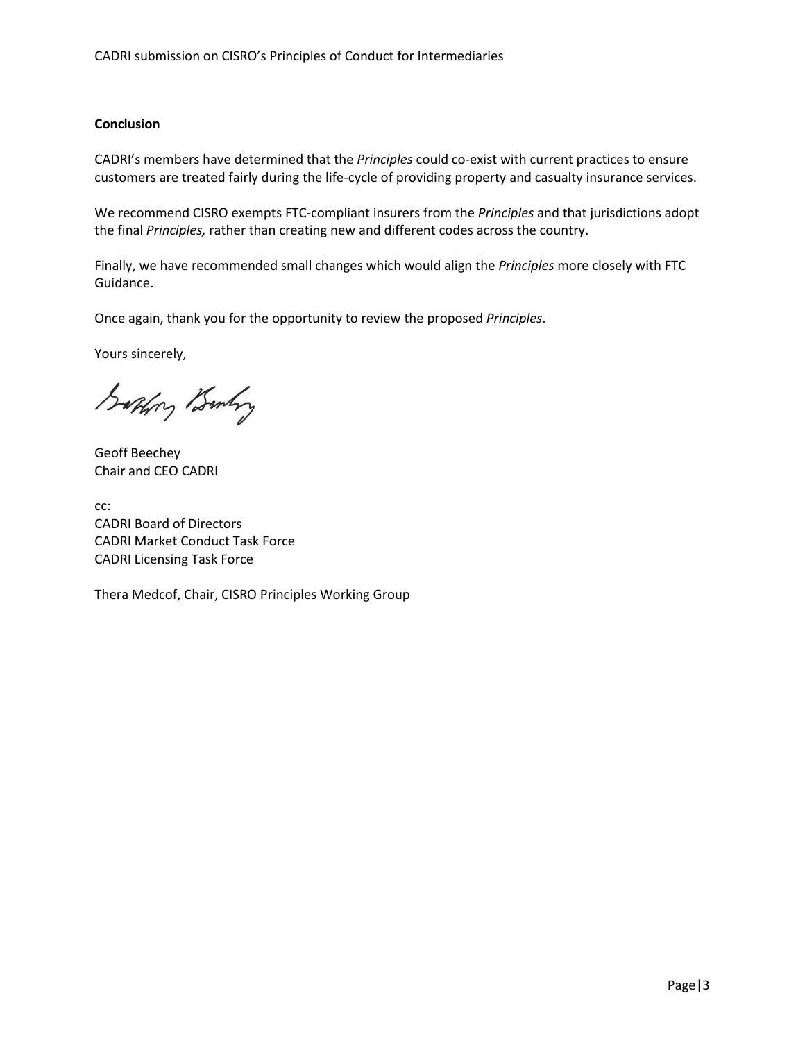**Conclusion**

CADRI's members have determined that the *Principles* could co-exist with current practices to ensure customers are treated fairly during the life-cycle of providing property and casualty insurance services.

We recommend CISRO exempts FTC-compliant insurers from the *Principles* and that jurisdictions adopt the final *Principles,* rather than creating new and different codes across the country.

Finally, we have recommended small changes which would align the *Principles* more closely with FTC Guidance.

Once again, thank you for the opportunity to review the proposed *Principles*.

Yours sincerely,

Geoff Beechey
Chair and CEO CADRI

cc:
CADRI Board of Directors
CADRI Market Conduct Task Force
CADRI Licensing Task Force

Thera Medcof, Chair, CISRO Principles Working Group